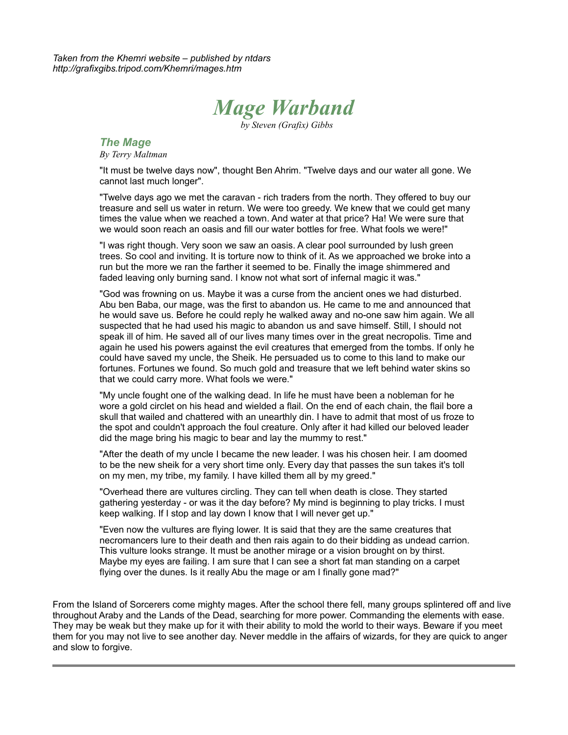*Taken from the Khemri website – published by ntdars*
*http://grafixgibs.tripod.com/Khemri/mages.htm*

# *Mage Warband*

*by Steven (Grafix) Gibbs*

### *The Mage*

*By Terry Maltman*

"It must be twelve days now", thought Ben Ahrim. "Twelve days and our water all gone. We cannot last much longer".

"Twelve days ago we met the caravan - rich traders from the north. They offered to buy our treasure and sell us water in return. We were too greedy. We knew that we could get many times the value when we reached a town. And water at that price? Ha! We were sure that we would soon reach an oasis and fill our water bottles for free. What fools we were!"

"I was right though. Very soon we saw an oasis. A clear pool surrounded by lush green trees. So cool and inviting. It is torture now to think of it. As we approached we broke into a run but the more we ran the farther it seemed to be. Finally the image shimmered and faded leaving only burning sand. I know not what sort of infernal magic it was."

"God was frowning on us. Maybe it was a curse from the ancient ones we had disturbed. Abu ben Baba, our mage, was the first to abandon us. He came to me and announced that he would save us. Before he could reply he walked away and no-one saw him again. We all suspected that he had used his magic to abandon us and save himself. Still, I should not speak ill of him. He saved all of our lives many times over in the great necropolis. Time and again he used his powers against the evil creatures that emerged from the tombs. If only he could have saved my uncle, the Sheik. He persuaded us to come to this land to make our fortunes. Fortunes we found. So much gold and treasure that we left behind water skins so that we could carry more. What fools we were."

"My uncle fought one of the walking dead. In life he must have been a nobleman for he wore a gold circlet on his head and wielded a flail. On the end of each chain, the flail bore a skull that wailed and chattered with an unearthly din. I have to admit that most of us froze to the spot and couldn't approach the foul creature. Only after it had killed our beloved leader did the mage bring his magic to bear and lay the mummy to rest."

"After the death of my uncle I became the new leader. I was his chosen heir. I am doomed to be the new sheik for a very short time only. Every day that passes the sun takes it's toll on my men, my tribe, my family. I have killed them all by my greed."

"Overhead there are vultures circling. They can tell when death is close. They started gathering yesterday - or was it the day before? My mind is beginning to play tricks. I must keep walking. If I stop and lay down I know that I will never get up."

"Even now the vultures are flying lower. It is said that they are the same creatures that necromancers lure to their death and then rais again to do their bidding as undead carrion. This vulture looks strange. It must be another mirage or a vision brought on by thirst. Maybe my eyes are failing. I am sure that I can see a short fat man standing on a carpet flying over the dunes. Is it really Abu the mage or am I finally gone mad?"

From the Island of Sorcerers come mighty mages. After the school there fell, many groups splintered off and live throughout Araby and the Lands of the Dead, searching for more power. Commanding the elements with ease. They may be weak but they make up for it with their ability to mold the world to their ways. Beware if you meet them for you may not live to see another day. Never meddle in the affairs of wizards, for they are quick to anger and slow to forgive.

---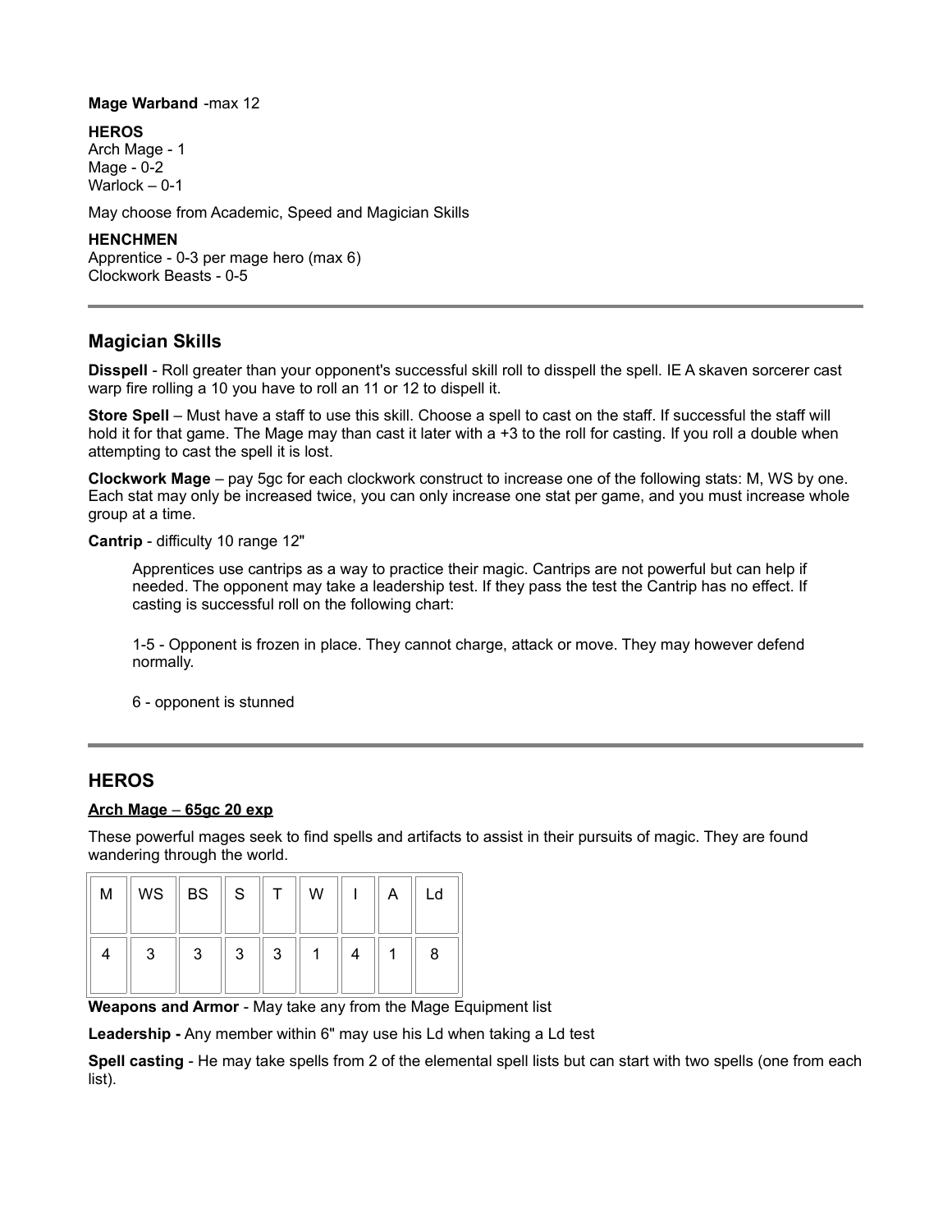**Mage Warband** -max 12

**HEROS**
Arch Mage - 1
Mage - 0-2
Warlock – 0-1

May choose from Academic, Speed and Magician Skills

**HENCHMEN**
Apprentice - 0-3 per mage hero (max 6)
Clockwork Beasts - 0-5

---

## Magician Skills

**Disspell** - Roll greater than your opponent's successful skill roll to disspell the spell. IE A skaven sorcerer cast warp fire rolling a 10 you have to roll an 11 or 12 to dispell it.

**Store Spell** – Must have a staff to use this skill. Choose a spell to cast on the staff. If successful the staff will hold it for that game. The Mage may than cast it later with a +3 to the roll for casting. If you roll a double when attempting to cast the spell it is lost.

**Clockwork Mage** – pay 5gc for each clockwork construct to increase one of the following stats: M, WS by one. Each stat may only be increased twice, you can only increase one stat per game, and you must increase whole group at a time.

**Cantrip** - difficulty 10 range 12"

> Apprentices use cantrips as a way to practice their magic. Cantrips are not powerful but can help if needed. The opponent may take a leadership test. If they pass the test the Cantrip has no effect. If casting is successful roll on the following chart:
>
> 1-5 - Opponent is frozen in place. They cannot charge, attack or move. They may however defend normally.
>
> 6 - opponent is stunned

---

## HEROS

**Arch Mage – 65gc 20 exp**

These powerful mages seek to find spells and artifacts to assist in their pursuits of magic. They are found wandering through the world.

| M | WS | BS | S | T | W | I | A | Ld |
|---|---|---|---|---|---|---|---|---|
| 4 | 3 | 3 | 3 | 3 | 1 | 4 | 1 | 8 |

**Weapons and Armor** - May take any from the Mage Equipment list

**Leadership -** Any member within 6" may use his Ld when taking a Ld test

**Spell casting** - He may take spells from 2 of the elemental spell lists but can start with two spells (one from each list).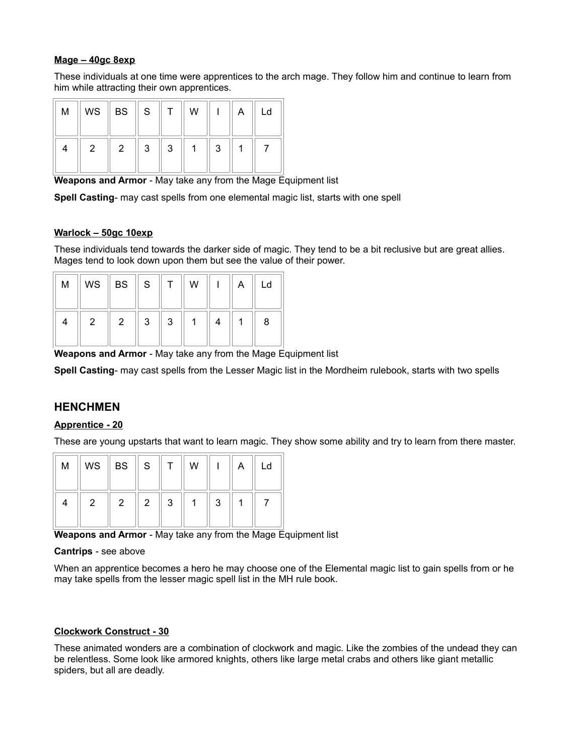**Mage – 40gc 8exp**

These individuals at one time were apprentices to the arch mage. They follow him and continue to learn from him while attracting their own apprentices.

| M | WS | BS | S | T | W | I | A | Ld |
|---|---|---|---|---|---|---|---|---|
| 4 | 2 | 2 | 3 | 3 | 1 | 3 | 1 | 7 |

**Weapons and Armor** - May take any from the Mage Equipment list

**Spell Casting**- may cast spells from one elemental magic list, starts with one spell

**Warlock – 50gc 10exp**

These individuals tend towards the darker side of magic. They tend to be a bit reclusive but are great allies. Mages tend to look down upon them but see the value of their power.

| M | WS | BS | S | T | W | I | A | Ld |
|---|---|---|---|---|---|---|---|---|
| 4 | 2 | 2 | 3 | 3 | 1 | 4 | 1 | 8 |

**Weapons and Armor** - May take any from the Mage Equipment list

**Spell Casting**- may cast spells from the Lesser Magic list in the Mordheim rulebook, starts with two spells

## HENCHMEN

**Apprentice - 20**

These are young upstarts that want to learn magic. They show some ability and try to learn from there master.

| M | WS | BS | S | T | W | I | A | Ld |
|---|---|---|---|---|---|---|---|---|
| 4 | 2 | 2 | 2 | 3 | 1 | 3 | 1 | 7 |

**Weapons and Armor** - May take any from the Mage Equipment list

**Cantrips** - see above

When an apprentice becomes a hero he may choose one of the Elemental magic list to gain spells from or he may take spells from the lesser magic spell list in the MH rule book.

**Clockwork Construct - 30**

These animated wonders are a combination of clockwork and magic. Like the zombies of the undead they can be relentless. Some look like armored knights, others like large metal crabs and others like giant metallic spiders, but all are deadly.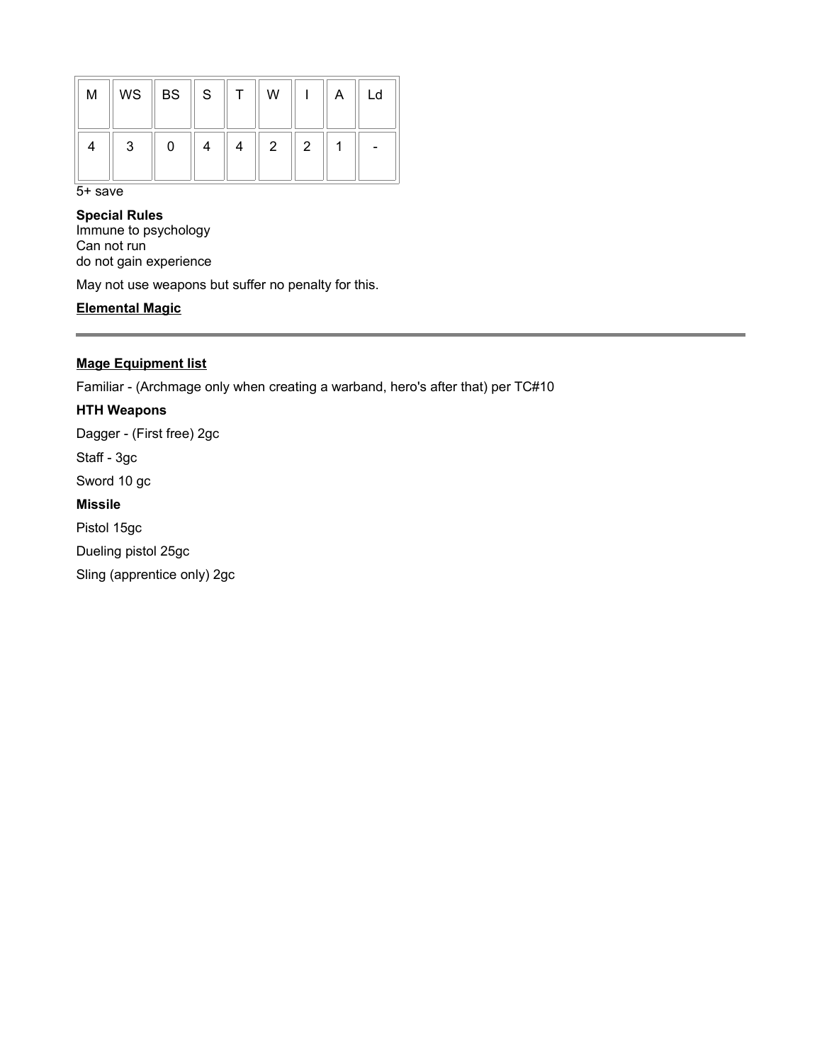| M | WS | BS | S | T | W | I | A | Ld |
|---|---|---|---|---|---|---|---|---|
| 4 | 3 | 0 | 4 | 4 | 2 | 2 | 1 | - |

5+ save

**Special Rules**
Immune to psychology
Can not run
do not gain experience

May not use weapons but suffer no penalty for this.

**Elemental Magic**

---

**Mage Equipment list**

Familiar - (Archmage only when creating a warband, hero's after that) per TC#10

**HTH Weapons**

Dagger - (First free) 2gc

Staff - 3gc

Sword 10 gc

**Missile**

Pistol 15gc

Dueling pistol 25gc

Sling (apprentice only) 2gc